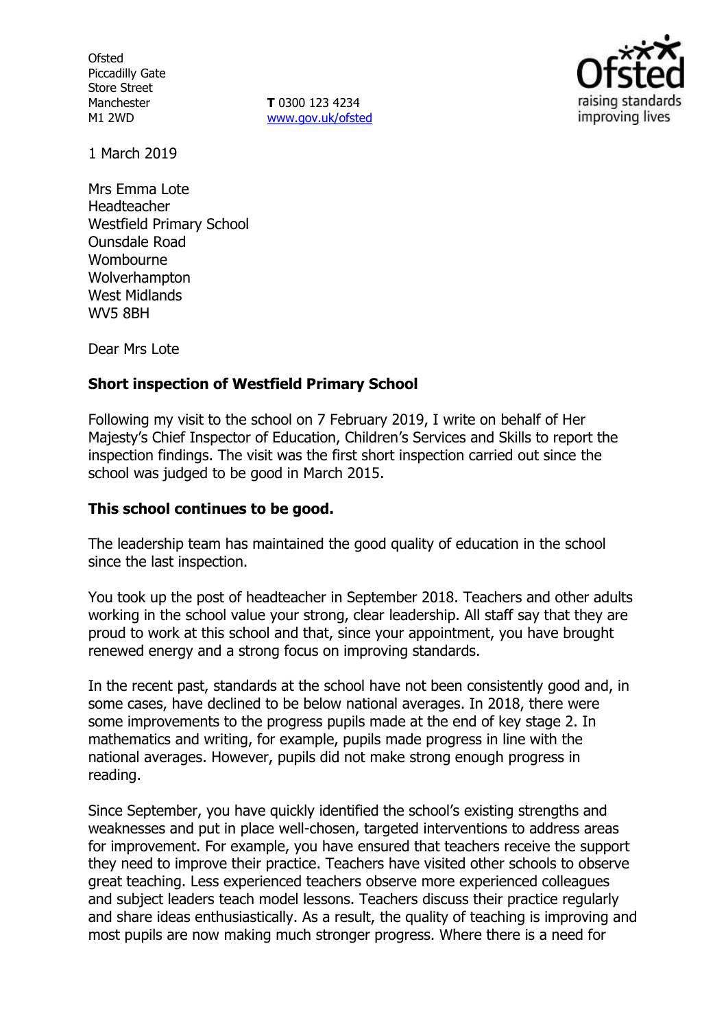Ofsted
Piccadilly Gate
Store Street
Manchester
M1 2WD

**T** 0300 123 4234
www.gov.uk/ofsted

1 March 2019

Mrs Emma Lote
Headteacher
Westfield Primary School
Ounsdale Road
Wombourne
Wolverhampton
West Midlands
WV5 8BH

Dear Mrs Lote

**Short inspection of Westfield Primary School**

Following my visit to the school on 7 February 2019, I write on behalf of Her Majesty's Chief Inspector of Education, Children's Services and Skills to report the inspection findings. The visit was the first short inspection carried out since the school was judged to be good in March 2015.

**This school continues to be good.**

The leadership team has maintained the good quality of education in the school since the last inspection.

You took up the post of headteacher in September 2018. Teachers and other adults working in the school value your strong, clear leadership. All staff say that they are proud to work at this school and that, since your appointment, you have brought renewed energy and a strong focus on improving standards.

In the recent past, standards at the school have not been consistently good and, in some cases, have declined to be below national averages. In 2018, there were some improvements to the progress pupils made at the end of key stage 2. In mathematics and writing, for example, pupils made progress in line with the national averages. However, pupils did not make strong enough progress in reading.

Since September, you have quickly identified the school's existing strengths and weaknesses and put in place well-chosen, targeted interventions to address areas for improvement. For example, you have ensured that teachers receive the support they need to improve their practice. Teachers have visited other schools to observe great teaching. Less experienced teachers observe more experienced colleagues and subject leaders teach model lessons. Teachers discuss their practice regularly and share ideas enthusiastically. As a result, the quality of teaching is improving and most pupils are now making much stronger progress. Where there is a need for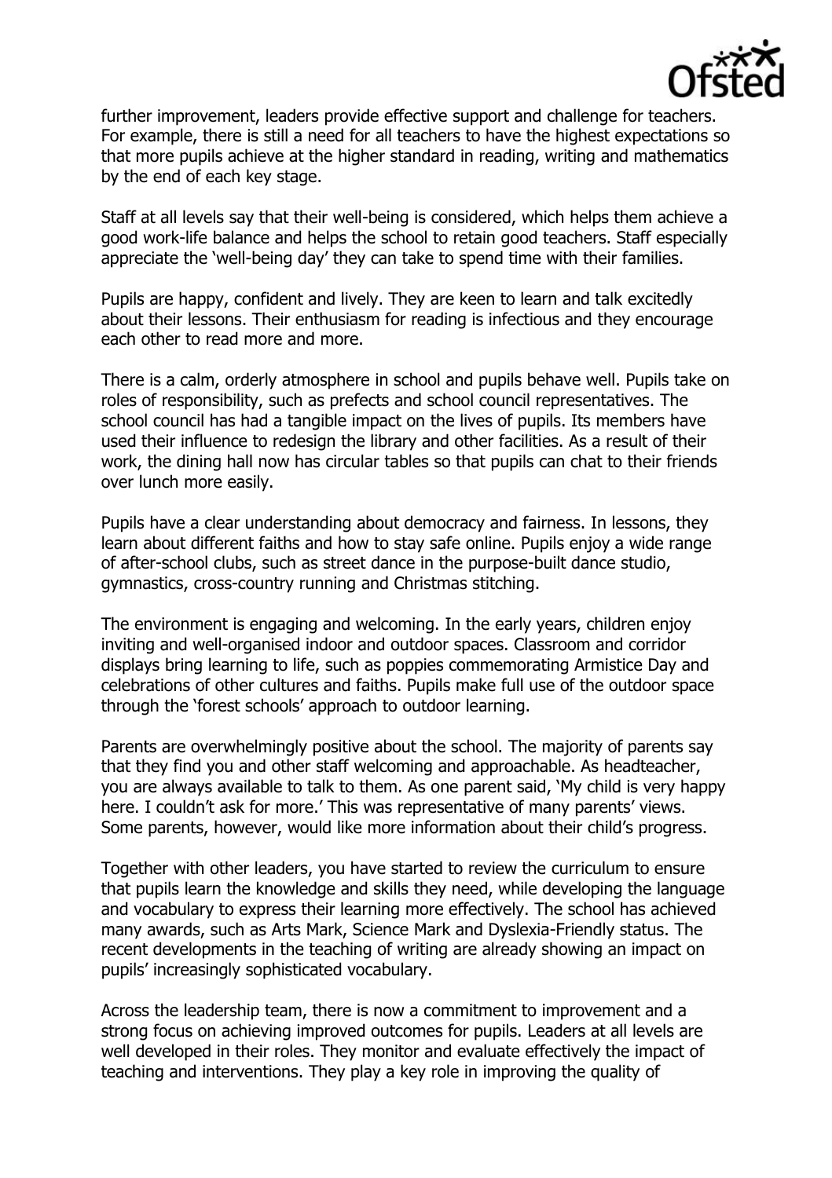further improvement, leaders provide effective support and challenge for teachers. For example, there is still a need for all teachers to have the highest expectations so that more pupils achieve at the higher standard in reading, writing and mathematics by the end of each key stage.

Staff at all levels say that their well-being is considered, which helps them achieve a good work-life balance and helps the school to retain good teachers. Staff especially appreciate the 'well-being day' they can take to spend time with their families.

Pupils are happy, confident and lively. They are keen to learn and talk excitedly about their lessons. Their enthusiasm for reading is infectious and they encourage each other to read more and more.

There is a calm, orderly atmosphere in school and pupils behave well. Pupils take on roles of responsibility, such as prefects and school council representatives. The school council has had a tangible impact on the lives of pupils. Its members have used their influence to redesign the library and other facilities. As a result of their work, the dining hall now has circular tables so that pupils can chat to their friends over lunch more easily.

Pupils have a clear understanding about democracy and fairness. In lessons, they learn about different faiths and how to stay safe online. Pupils enjoy a wide range of after-school clubs, such as street dance in the purpose-built dance studio, gymnastics, cross-country running and Christmas stitching.

The environment is engaging and welcoming. In the early years, children enjoy inviting and well-organised indoor and outdoor spaces. Classroom and corridor displays bring learning to life, such as poppies commemorating Armistice Day and celebrations of other cultures and faiths. Pupils make full use of the outdoor space through the 'forest schools' approach to outdoor learning.

Parents are overwhelmingly positive about the school. The majority of parents say that they find you and other staff welcoming and approachable. As headteacher, you are always available to talk to them. As one parent said, 'My child is very happy here. I couldn't ask for more.' This was representative of many parents' views. Some parents, however, would like more information about their child's progress.

Together with other leaders, you have started to review the curriculum to ensure that pupils learn the knowledge and skills they need, while developing the language and vocabulary to express their learning more effectively. The school has achieved many awards, such as Arts Mark, Science Mark and Dyslexia-Friendly status. The recent developments in the teaching of writing are already showing an impact on pupils' increasingly sophisticated vocabulary.

Across the leadership team, there is now a commitment to improvement and a strong focus on achieving improved outcomes for pupils. Leaders at all levels are well developed in their roles. They monitor and evaluate effectively the impact of teaching and interventions. They play a key role in improving the quality of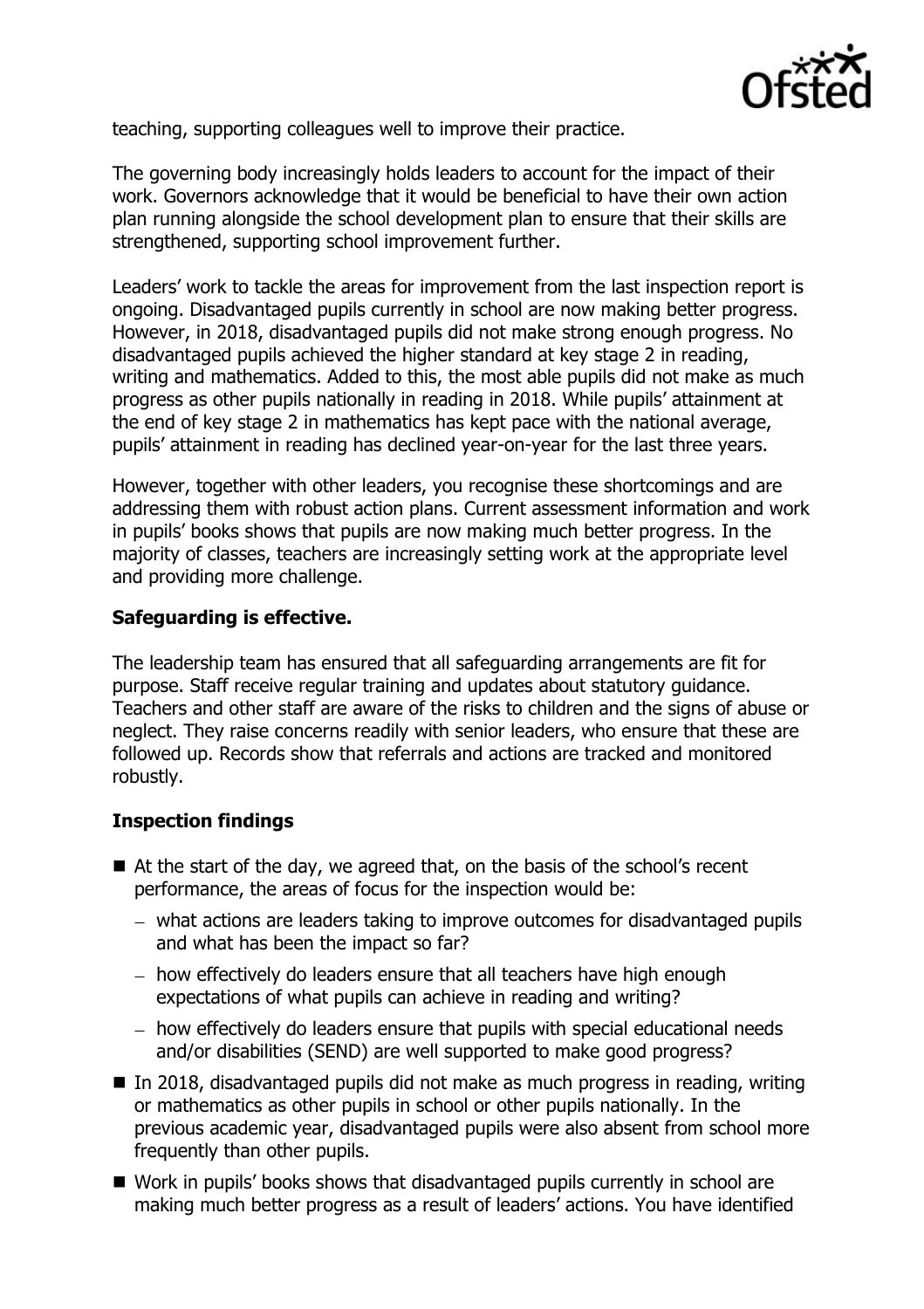teaching, supporting colleagues well to improve their practice.

The governing body increasingly holds leaders to account for the impact of their work. Governors acknowledge that it would be beneficial to have their own action plan running alongside the school development plan to ensure that their skills are strengthened, supporting school improvement further.

Leaders' work to tackle the areas for improvement from the last inspection report is ongoing. Disadvantaged pupils currently in school are now making better progress. However, in 2018, disadvantaged pupils did not make strong enough progress. No disadvantaged pupils achieved the higher standard at key stage 2 in reading, writing and mathematics. Added to this, the most able pupils did not make as much progress as other pupils nationally in reading in 2018. While pupils' attainment at the end of key stage 2 in mathematics has kept pace with the national average, pupils' attainment in reading has declined year-on-year for the last three years.

However, together with other leaders, you recognise these shortcomings and are addressing them with robust action plans. Current assessment information and work in pupils' books shows that pupils are now making much better progress. In the majority of classes, teachers are increasingly setting work at the appropriate level and providing more challenge.

## Safeguarding is effective.

The leadership team has ensured that all safeguarding arrangements are fit for purpose. Staff receive regular training and updates about statutory guidance. Teachers and other staff are aware of the risks to children and the signs of abuse or neglect. They raise concerns readily with senior leaders, who ensure that these are followed up. Records show that referrals and actions are tracked and monitored robustly.

## Inspection findings

- At the start of the day, we agreed that, on the basis of the school's recent performance, the areas of focus for the inspection would be:
  - what actions are leaders taking to improve outcomes for disadvantaged pupils and what has been the impact so far?
  - how effectively do leaders ensure that all teachers have high enough expectations of what pupils can achieve in reading and writing?
  - how effectively do leaders ensure that pupils with special educational needs and/or disabilities (SEND) are well supported to make good progress?
- In 2018, disadvantaged pupils did not make as much progress in reading, writing or mathematics as other pupils in school or other pupils nationally. In the previous academic year, disadvantaged pupils were also absent from school more frequently than other pupils.
- Work in pupils' books shows that disadvantaged pupils currently in school are making much better progress as a result of leaders' actions. You have identified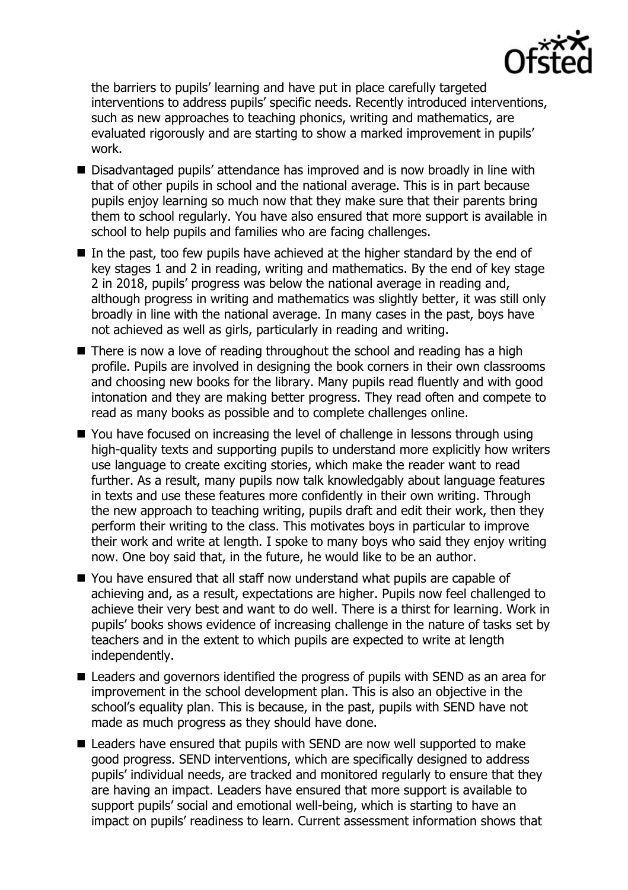the barriers to pupils' learning and have put in place carefully targeted interventions to address pupils' specific needs. Recently introduced interventions, such as new approaches to teaching phonics, writing and mathematics, are evaluated rigorously and are starting to show a marked improvement in pupils' work.

- Disadvantaged pupils' attendance has improved and is now broadly in line with that of other pupils in school and the national average. This is in part because pupils enjoy learning so much now that they make sure that their parents bring them to school regularly. You have also ensured that more support is available in school to help pupils and families who are facing challenges.
- In the past, too few pupils have achieved at the higher standard by the end of key stages 1 and 2 in reading, writing and mathematics. By the end of key stage 2 in 2018, pupils' progress was below the national average in reading and, although progress in writing and mathematics was slightly better, it was still only broadly in line with the national average. In many cases in the past, boys have not achieved as well as girls, particularly in reading and writing.
- There is now a love of reading throughout the school and reading has a high profile. Pupils are involved in designing the book corners in their own classrooms and choosing new books for the library. Many pupils read fluently and with good intonation and they are making better progress. They read often and compete to read as many books as possible and to complete challenges online.
- You have focused on increasing the level of challenge in lessons through using high-quality texts and supporting pupils to understand more explicitly how writers use language to create exciting stories, which make the reader want to read further. As a result, many pupils now talk knowledgably about language features in texts and use these features more confidently in their own writing. Through the new approach to teaching writing, pupils draft and edit their work, then they perform their writing to the class. This motivates boys in particular to improve their work and write at length. I spoke to many boys who said they enjoy writing now. One boy said that, in the future, he would like to be an author.
- You have ensured that all staff now understand what pupils are capable of achieving and, as a result, expectations are higher. Pupils now feel challenged to achieve their very best and want to do well. There is a thirst for learning. Work in pupils' books shows evidence of increasing challenge in the nature of tasks set by teachers and in the extent to which pupils are expected to write at length independently.
- Leaders and governors identified the progress of pupils with SEND as an area for improvement in the school development plan. This is also an objective in the school's equality plan. This is because, in the past, pupils with SEND have not made as much progress as they should have done.
- Leaders have ensured that pupils with SEND are now well supported to make good progress. SEND interventions, which are specifically designed to address pupils' individual needs, are tracked and monitored regularly to ensure that they are having an impact. Leaders have ensured that more support is available to support pupils' social and emotional well-being, which is starting to have an impact on pupils' readiness to learn. Current assessment information shows that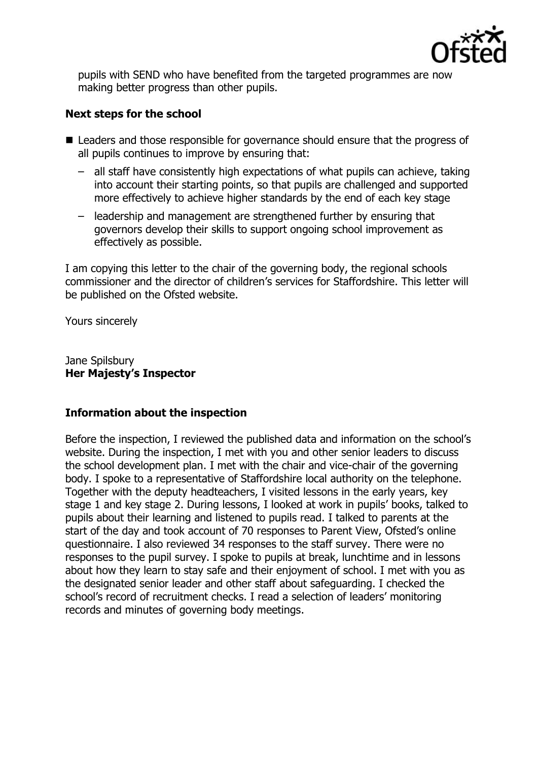pupils with SEND who have benefited from the targeted programmes are now making better progress than other pupils.

## Next steps for the school

- Leaders and those responsible for governance should ensure that the progress of all pupils continues to improve by ensuring that:
  - all staff have consistently high expectations of what pupils can achieve, taking into account their starting points, so that pupils are challenged and supported more effectively to achieve higher standards by the end of each key stage
  - leadership and management are strengthened further by ensuring that governors develop their skills to support ongoing school improvement as effectively as possible.

I am copying this letter to the chair of the governing body, the regional schools commissioner and the director of children's services for Staffordshire. This letter will be published on the Ofsted website.

Yours sincerely

Jane Spilsbury
**Her Majesty's Inspector**

## Information about the inspection

Before the inspection, I reviewed the published data and information on the school's website. During the inspection, I met with you and other senior leaders to discuss the school development plan. I met with the chair and vice-chair of the governing body. I spoke to a representative of Staffordshire local authority on the telephone. Together with the deputy headteachers, I visited lessons in the early years, key stage 1 and key stage 2. During lessons, I looked at work in pupils' books, talked to pupils about their learning and listened to pupils read. I talked to parents at the start of the day and took account of 70 responses to Parent View, Ofsted's online questionnaire. I also reviewed 34 responses to the staff survey. There were no responses to the pupil survey. I spoke to pupils at break, lunchtime and in lessons about how they learn to stay safe and their enjoyment of school. I met with you as the designated senior leader and other staff about safeguarding. I checked the school's record of recruitment checks. I read a selection of leaders' monitoring records and minutes of governing body meetings.